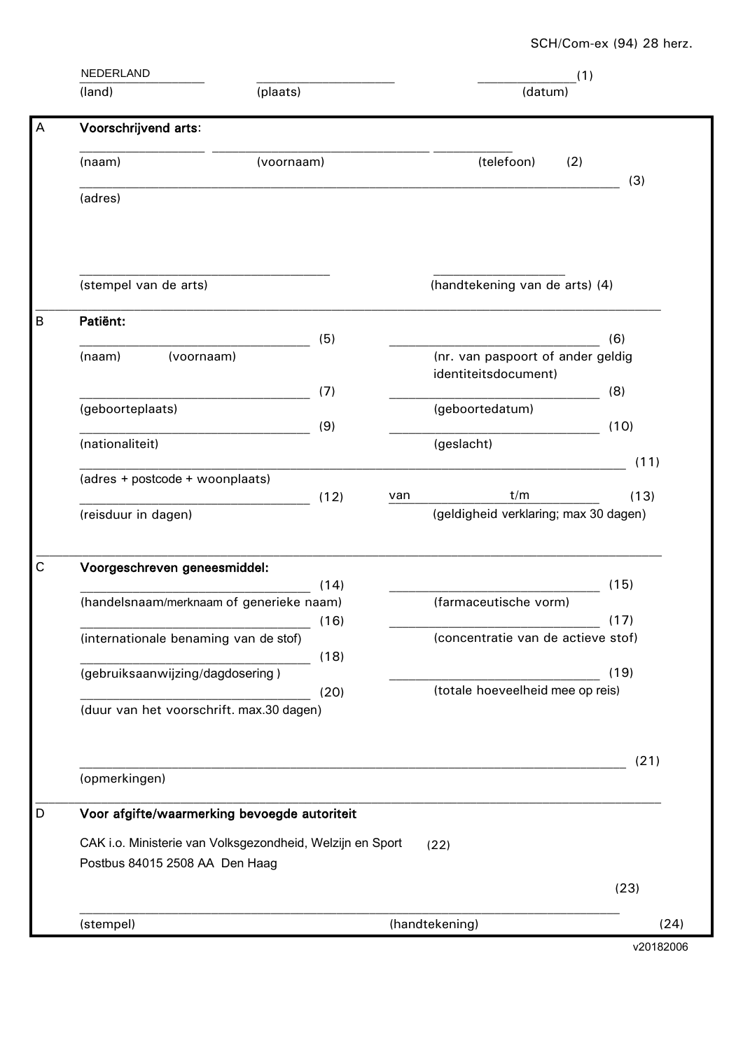SCH/Com-ex (94) 28 herz.

NEDERLAND
(land) (plaats) (datum) (1)

## A Voorschrijvend arts:

(naam) (voornaam) (telefoon) (2)

(adres) (3)

(stempel van de arts) (handtekening van de arts) (4)

## B Patiënt:

(naam) (voornaam) (5)

(nr. van paspoort of ander geldig identiteitsdocument) (6)

(geboorteplaats) (7)

(geboortedatum) (8)

(nationaliteit) (9)

(geslacht) (10)

(adres + postcode + woonplaats) (11)

(reisduur in dagen) (12)

van t/m (13)
(geldigheid verklaring; max 30 dagen)

## C Voorgeschreven geneesmiddel:

(handelsnaam/merknaam of generieke naam) (14)

(farmaceutische vorm) (15)

(internationale benaming van de stof) (16)

(concentratie van de actieve stof) (17)

(gebruiksaanwijzing/dagdosering ) (18)

(totale hoeveelheid mee op reis) (19)

(duur van het voorschrift. max.30 dagen) (20)

(opmerkingen) (21)

## D Voor afgifte/waarmerking bevoegde autoriteit

CAK i.o. Ministerie van Volksgezondheid, Welzijn en Sport (22)
Postbus 84015 2508 AA Den Haag

(23)

(stempel) (handtekening) (24)

v20182006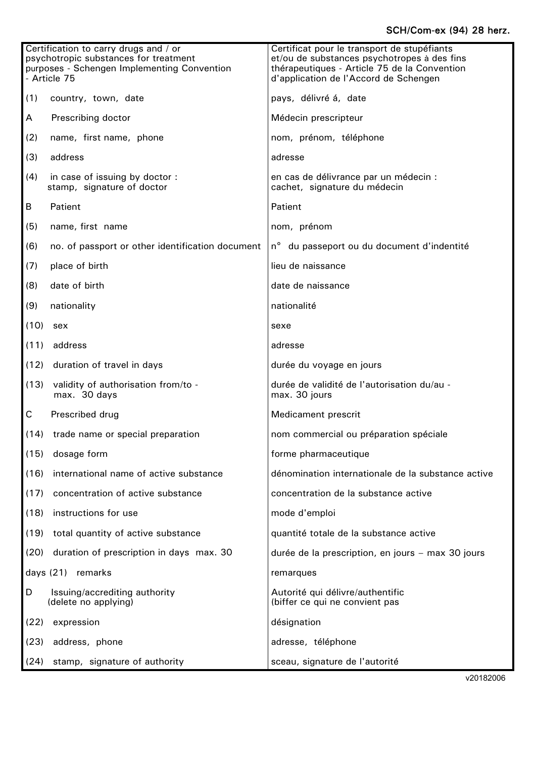| | |
|---|---|
| Certification to carry drugs and / or psychotropic substances for treatment purposes - Schengen Implementing Convention - Article 75 | Certificat pour le transport de stupéfiants et/ou de substances psychotropes à des fins thérapeutiques - Article 75 de la Convention d'application de l'Accord de Schengen |
| (1) country, town, date | pays, délivré á, date |
| A Prescribing doctor | Médecin prescripteur |
| (2) name, first name, phone | nom, prénom, téléphone |
| (3) address | adresse |
| (4) in case of issuing by doctor : stamp, signature of doctor | en cas de délivrance par un médecin : cachet, signature du médecin |
| B Patient | Patient |
| (5) name, first name | nom, prénom |
| (6) no. of passport or other identification document | n° du passeport ou du document d'indentité |
| (7) place of birth | lieu de naissance |
| (8) date of birth | date de naissance |
| (9) nationality | nationalité |
| (10) sex | sexe |
| (11) address | adresse |
| (12) duration of travel in days | durée du voyage en jours |
| (13) validity of authorisation from/to - max. 30 days | durée de validité de l'autorisation du/au - max. 30 jours |
| C Prescribed drug | Medicament prescrit |
| (14) trade name or special preparation | nom commercial ou préparation spéciale |
| (15) dosage form | forme pharmaceutique |
| (16) international name of active substance | dénomination internationale de la substance active |
| (17) concentration of active substance | concentration de la substance active |
| (18) instructions for use | mode d'emploi |
| (19) total quantity of active substance | quantité totale de la substance active |
| (20) duration of prescription in days max. 30 | durée de la prescription, en jours – max 30 jours |
| days (21) remarks | remarques |
| D Issuing/accrediting authority (delete no applying) | Autorité qui délivre/authentific (biffer ce qui ne convient pas |
| (22) expression | désignation |
| (23) address, phone | adresse, téléphone |
| (24) stamp, signature of authority | sceau, signature de l'autorité |

v20182006